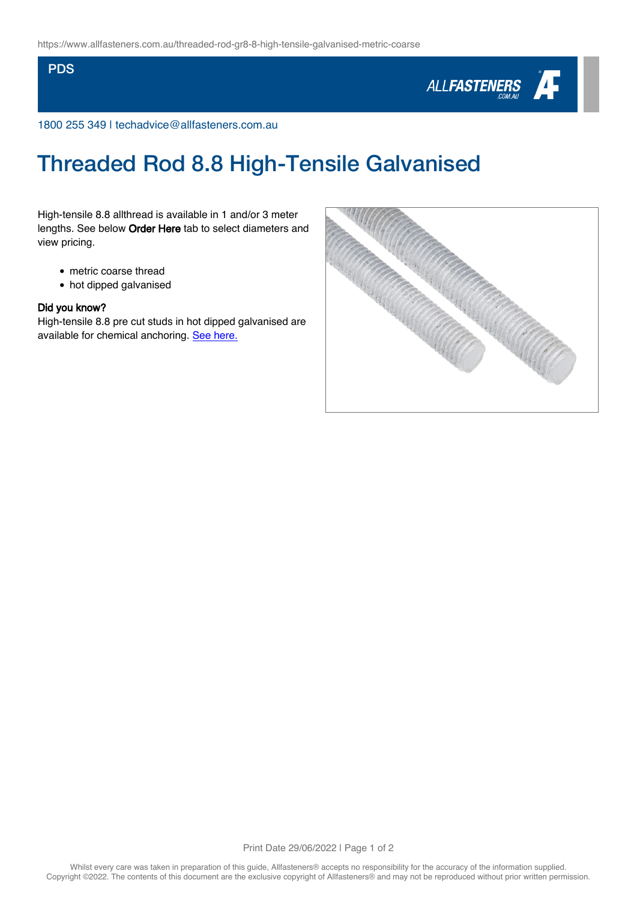PDS

1800 255 349 | techadvice@allfasteners.com.au

# Threaded Rod 8.8 High-Tensile Galvanised

High-tensile 8.8 allthread is available in 1 and/or 3 meter lengths. See below **Order Here** tab to select diameters and view pricing.

- metric coarse thread
- hot dipped galvanised

**Did you know?**
High-tensile 8.8 pre cut studs in hot dipped galvanised are available for chemical anchoring. See here.

Whilst every care was taken in preparation of this guide, Allfasteners® accepts no responsibility for the accuracy of the information supplied.
Copyright ©2022. The contents of this document are the exclusive copyright of Allfasteners® and may not be reproduced without prior written permission.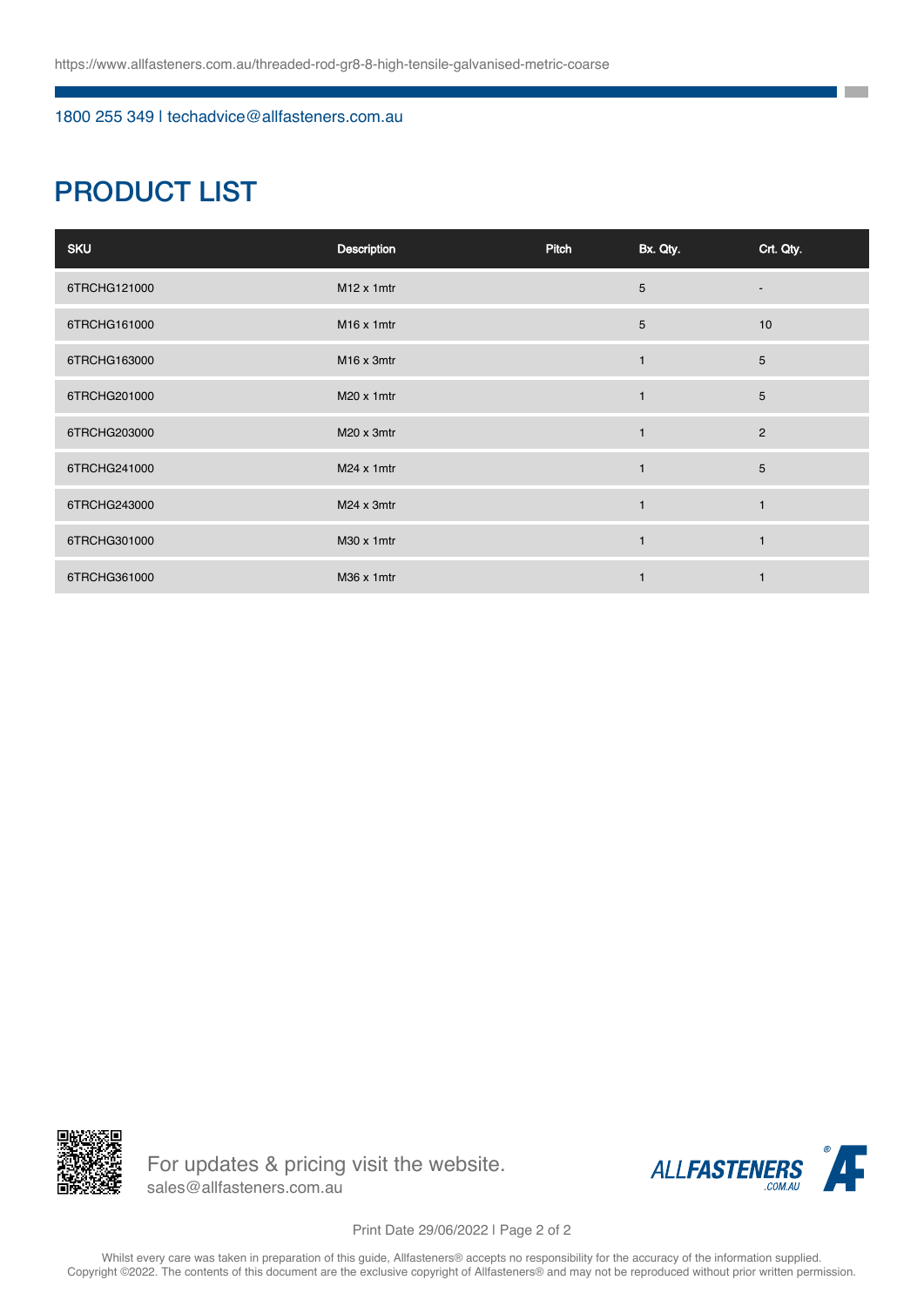https://www.allfasteners.com.au/threaded-rod-gr8-8-high-tensile-galvanised-metric-coarse

1800 255 349 | techadvice@allfasteners.com.au

# PRODUCT LIST

| SKU | Description | Pitch | Bx. Qty. | Crt. Qty. |
|---|---|---|---|---|
| 6TRCHG121000 | M12 x 1mtr | | 5 | - |
| 6TRCHG161000 | M16 x 1mtr | | 5 | 10 |
| 6TRCHG163000 | M16 x 3mtr | | 1 | 5 |
| 6TRCHG201000 | M20 x 1mtr | | 1 | 5 |
| 6TRCHG203000 | M20 x 3mtr | | 1 | 2 |
| 6TRCHG241000 | M24 x 1mtr | | 1 | 5 |
| 6TRCHG243000 | M24 x 3mtr | | 1 | 1 |
| 6TRCHG301000 | M30 x 1mtr | | 1 | 1 |
| 6TRCHG361000 | M36 x 1mtr | | 1 | 1 |

For updates & pricing visit the website.
sales@allfasteners.com.au

ALLFASTENERS .COM.AU

Print Date 29/06/2022

Whilst every care was taken in preparation of this guide, Allfasteners® accepts no responsibility for the accuracy of the information supplied.
Copyright ©2022. The contents of this document are the exclusive copyright of Allfasteners® and may not be reproduced without prior written permission.